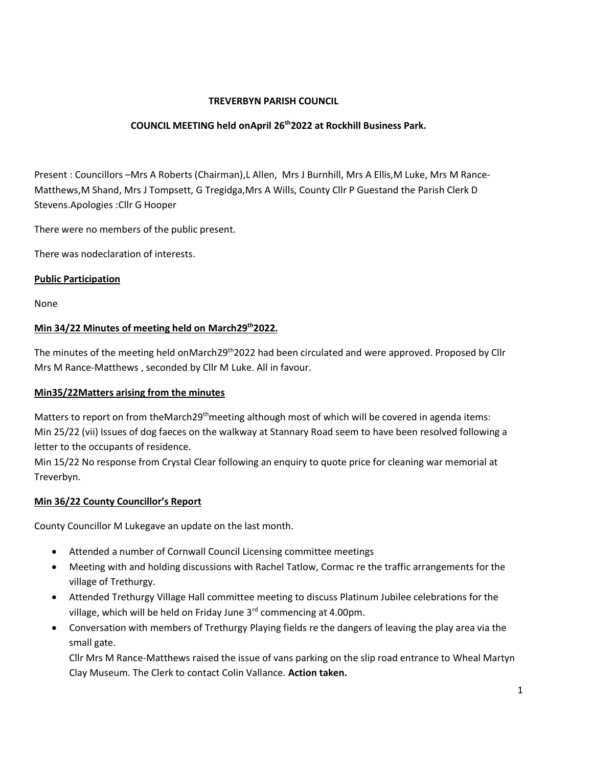**TREVERBYN PARISH COUNCIL**

**COUNCIL MEETING held onApril 26th2022 at Rockhill Business Park.**

Present : Councillors –Mrs A Roberts (Chairman),L Allen, Mrs J Burnhill, Mrs A Ellis,M Luke, Mrs M Rance-Matthews,M Shand, Mrs J Tompsett, G Tregidga,Mrs A Wills, County Cllr P Guestand the Parish Clerk D Stevens.Apologies :Cllr G Hooper

There were no members of the public present.

There was nodeclaration of interests.

**Public Participation**

None

**Min 34/22 Minutes of meeting held on March29th2022.**

The minutes of the meeting held onMarch29th2022 had been circulated and were approved. Proposed by Cllr Mrs M Rance-Matthews , seconded by Cllr M Luke. All in favour.

**Min35/22Matters arising from the minutes**

Matters to report on from theMarch29thmeeting although most of which will be covered in agenda items:
Min 25/22 (vii) Issues of dog faeces on the walkway at Stannary Road seem to have been resolved following a letter to the occupants of residence.
Min 15/22 No response from Crystal Clear following an enquiry to quote price for cleaning war memorial at Treverbyn.

**Min 36/22 County Councillor's Report**

County Councillor M Lukegave an update on the last month.

- Attended a number of Cornwall Council Licensing committee meetings
- Meeting with and holding discussions with Rachel Tatlow, Cormac re the traffic arrangements for the village of Trethurgy.
- Attended Trethurgy Village Hall committee meeting to discuss Platinum Jubilee celebrations for the village, which will be held on Friday June 3rd commencing at 4.00pm.
- Conversation with members of Trethurgy Playing fields re the dangers of leaving the play area via the small gate.
  Cllr Mrs M Rance-Matthews raised the issue of vans parking on the slip road entrance to Wheal Martyn Clay Museum. The Clerk to contact Colin Vallance. **Action taken.**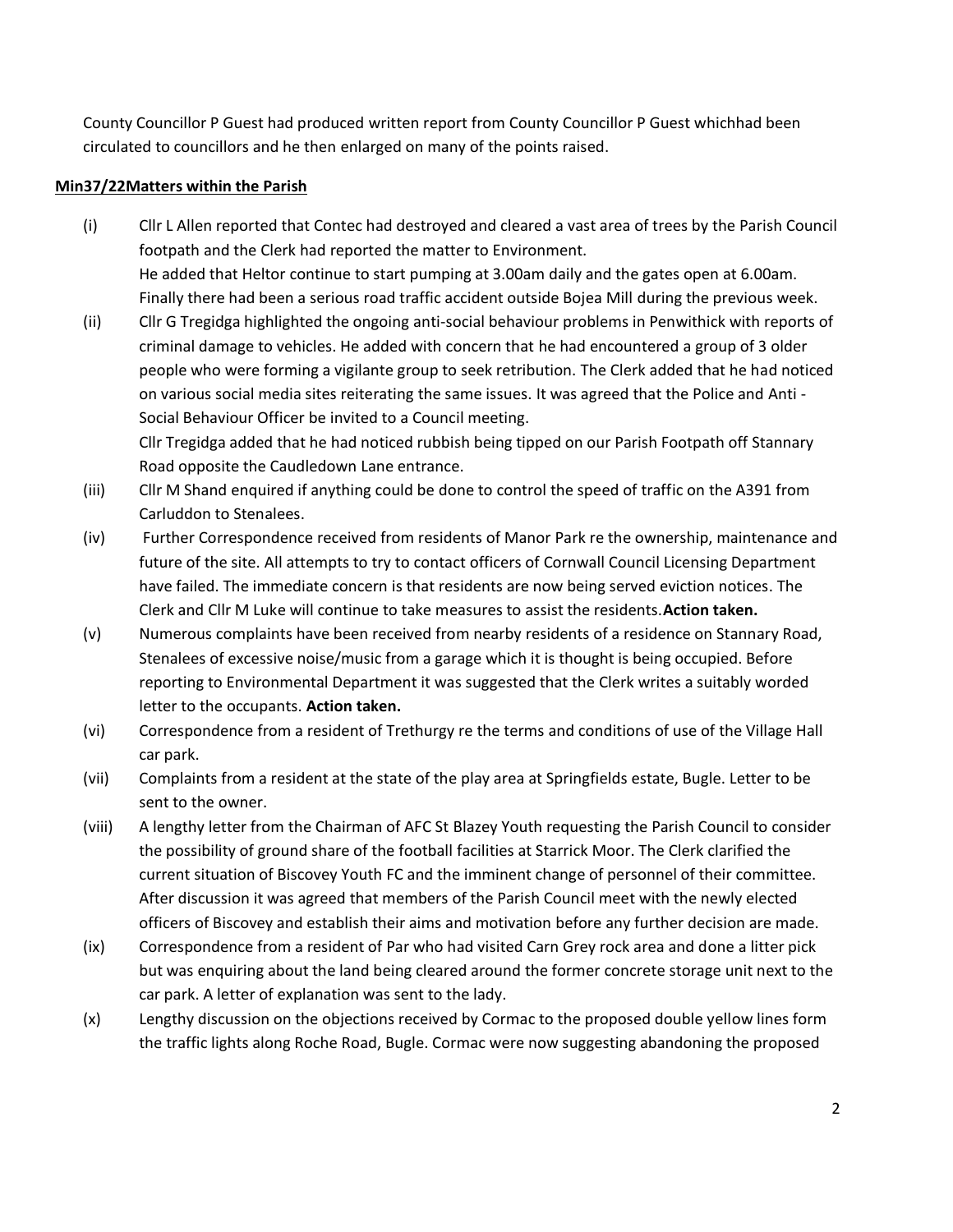County Councillor P Guest had produced written report from County Councillor P Guest whichhad been circulated to councillors and he then enlarged on many of the points raised.

**Min37/22Matters within the Parish**

(i) Cllr L Allen reported that Contec had destroyed and cleared a vast area of trees by the Parish Council footpath and the Clerk had reported the matter to Environment.
He added that Heltor continue to start pumping at 3.00am daily and the gates open at 6.00am.
Finally there had been a serious road traffic accident outside Bojea Mill during the previous week.

(ii) Cllr G Tregidga highlighted the ongoing anti-social behaviour problems in Penwithick with reports of criminal damage to vehicles. He added with concern that he had encountered a group of 3 older people who were forming a vigilante group to seek retribution. The Clerk added that he had noticed on various social media sites reiterating the same issues. It was agreed that the Police and Anti - Social Behaviour Officer be invited to a Council meeting.
Cllr Tregidga added that he had noticed rubbish being tipped on our Parish Footpath off Stannary Road opposite the Caudledown Lane entrance.

(iii) Cllr M Shand enquired if anything could be done to control the speed of traffic on the A391 from Carluddon to Stenalees.

(iv) Further Correspondence received from residents of Manor Park re the ownership, maintenance and future of the site. All attempts to try to contact officers of Cornwall Council Licensing Department have failed. The immediate concern is that residents are now being served eviction notices. The Clerk and Cllr M Luke will continue to take measures to assist the residents.**Action taken.**

(v) Numerous complaints have been received from nearby residents of a residence on Stannary Road, Stenalees of excessive noise/music from a garage which it is thought is being occupied. Before reporting to Environmental Department it was suggested that the Clerk writes a suitably worded letter to the occupants. **Action taken.**

(vi) Correspondence from a resident of Trethurgy re the terms and conditions of use of the Village Hall car park.

(vii) Complaints from a resident at the state of the play area at Springfields estate, Bugle. Letter to be sent to the owner.

(viii) A lengthy letter from the Chairman of AFC St Blazey Youth requesting the Parish Council to consider the possibility of ground share of the football facilities at Starrick Moor. The Clerk clarified the current situation of Biscovey Youth FC and the imminent change of personnel of their committee. After discussion it was agreed that members of the Parish Council meet with the newly elected officers of Biscovey and establish their aims and motivation before any further decision are made.

(ix) Correspondence from a resident of Par who had visited Carn Grey rock area and done a litter pick but was enquiring about the land being cleared around the former concrete storage unit next to the car park. A letter of explanation was sent to the lady.

(x) Lengthy discussion on the objections received by Cormac to the proposed double yellow lines form the traffic lights along Roche Road, Bugle. Cormac were now suggesting abandoning the proposed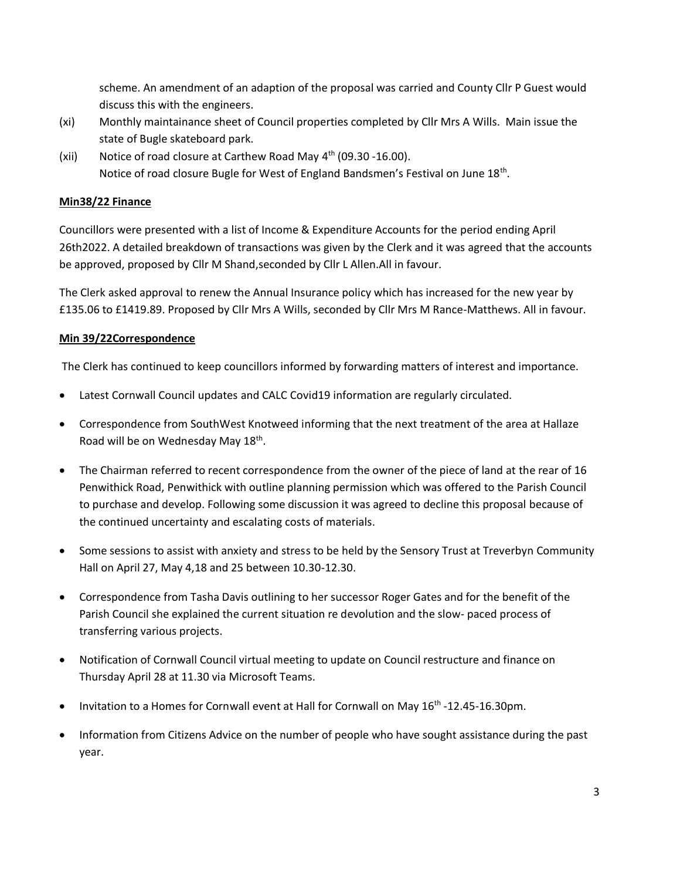scheme. An amendment of an adaption of the proposal was carried and County Cllr P Guest would discuss this with the engineers.

(xi) Monthly maintainance sheet of Council properties completed by Cllr Mrs A Wills. Main issue the state of Bugle skateboard park.

(xii) Notice of road closure at Carthew Road May 4th (09.30 -16.00).
Notice of road closure Bugle for West of England Bandsmen's Festival on June 18th.

**Min38/22 Finance**

Councillors were presented with a list of Income & Expenditure Accounts for the period ending April 26th2022. A detailed breakdown of transactions was given by the Clerk and it was agreed that the accounts be approved, proposed by Cllr M Shand,seconded by Cllr L Allen.All in favour.

The Clerk asked approval to renew the Annual Insurance policy which has increased for the new year by £135.06 to £1419.89. Proposed by Cllr Mrs A Wills, seconded by Cllr Mrs M Rance-Matthews. All in favour.

**Min 39/22Correspondence**

The Clerk has continued to keep councillors informed by forwarding matters of interest and importance.

- Latest Cornwall Council updates and CALC Covid19 information are regularly circulated.
- Correspondence from SouthWest Knotweed informing that the next treatment of the area at Hallaze Road will be on Wednesday May 18th.
- The Chairman referred to recent correspondence from the owner of the piece of land at the rear of 16 Penwithick Road, Penwithick with outline planning permission which was offered to the Parish Council to purchase and develop. Following some discussion it was agreed to decline this proposal because of the continued uncertainty and escalating costs of materials.
- Some sessions to assist with anxiety and stress to be held by the Sensory Trust at Treverbyn Community Hall on April 27, May 4,18 and 25 between 10.30-12.30.
- Correspondence from Tasha Davis outlining to her successor Roger Gates and for the benefit of the Parish Council she explained the current situation re devolution and the slow- paced process of transferring various projects.
- Notification of Cornwall Council virtual meeting to update on Council restructure and finance on Thursday April 28 at 11.30 via Microsoft Teams.
- Invitation to a Homes for Cornwall event at Hall for Cornwall on May 16th -12.45-16.30pm.
- Information from Citizens Advice on the number of people who have sought assistance during the past year.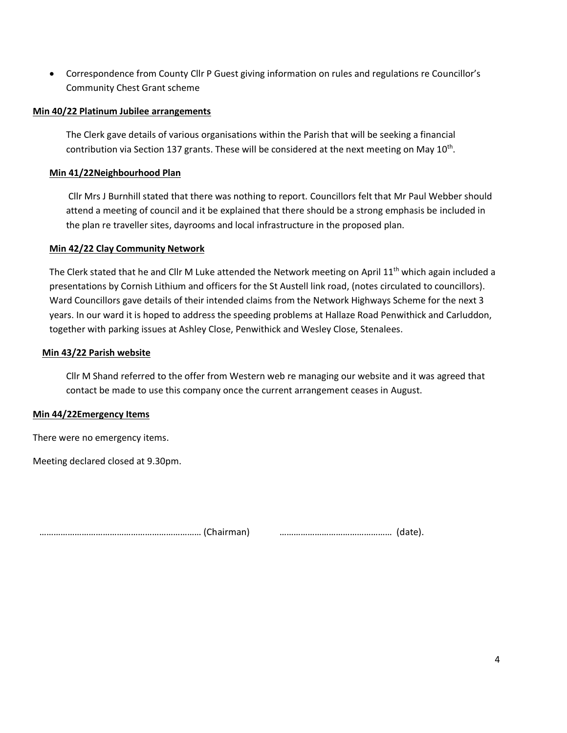- Correspondence from County Cllr P Guest giving information on rules and regulations re Councillor's Community Chest Grant scheme

**Min 40/22 Platinum Jubilee arrangements**

The Clerk gave details of various organisations within the Parish that will be seeking a financial contribution via Section 137 grants. These will be considered at the next meeting on May 10th.

**Min 41/22Neighbourhood Plan**

Cllr Mrs J Burnhill stated that there was nothing to report. Councillors felt that Mr Paul Webber should attend a meeting of council and it be explained that there should be a strong emphasis be included in the plan re traveller sites, dayrooms and local infrastructure in the proposed plan.

**Min 42/22 Clay Community Network**

The Clerk stated that he and Cllr M Luke attended the Network meeting on April 11th which again included a presentations by Cornish Lithium and officers for the St Austell link road, (notes circulated to councillors). Ward Councillors gave details of their intended claims from the Network Highways Scheme for the next 3 years. In our ward it is hoped to address the speeding problems at Hallaze Road Penwithick and Carluddon, together with parking issues at Ashley Close, Penwithick and Wesley Close, Stenalees.

**Min 43/22 Parish website**

Cllr M Shand referred to the offer from Western web re managing our website and it was agreed that contact be made to use this company once the current arrangement ceases in August.

**Min 44/22Emergency Items**

There were no emergency items.

Meeting declared closed at 9.30pm.

…………………………………………………………… (Chairman) ………………………………………… (date).